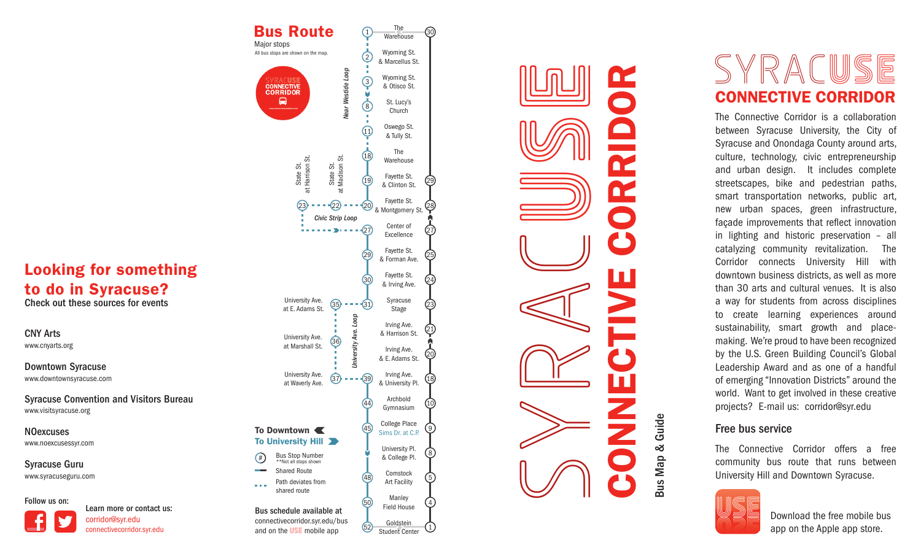## Looking for something to do in Syracuse?

Check out these sources for events

**CNY Arts**
www.cnyarts.org

**Downtown Syracuse**
www.downtownsyracuse.com

**Syracuse Convention and Visitors Bureau**
www.visitsyracuse.org

**NOexcuses**
www.noexcusessyr.com

**Syracuse Guru**
www.syracuseguru.com

Follow us on:

Learn more or contact us:
corridor@syr.edu
connectivecorridor.syr.edu

## Bus Route

Major stops
All bus stops are shown on the map.

SYRACUSE CONNECTIVE CORRIDOR

| To University Hill | Stop | To Downtown |
|---|---|---|
| 1 | The Warehouse | 30 |
| 2 | Wyoming St. & Marcellus St. | |
| 3 | Wyoming St. & Otisco St. | |
| 8 | St. Lucy's Church | |
| 11 | Oswego St. & Tully St. | |
| 18 | The Warehouse | |
| 19 | Fayette St. & Clinton St. | 29 |
| 20 | Fayette St. & Montgomery St. | 28 |
| 27 | Center of Excellence | 27 |
| 29 | Fayette St. & Forman Ave. | 25 |
| 30 | Fayette St. & Irving Ave. | 24 |
| 31 | Syracuse Stage | 23 |
| | Irving Ave. & Harrison St. | 21 |
| | Irving Ave. & E. Adams St. | 20 |
| 39 | Irving Ave. & University Pl. | 18 |
| 44 | Archbold Gymnasium | 10 |
| 45 | College Place (Sims Dr. at C.P.) | 9 |
| | University Pl. & College Pl. | 8 |
| 48 | Comstock Art Facility | 5 |
| 50 | Manley Field House | 4 |
| 52 | Goldstein Student Center | 1 |

Near Westside Loop (stops 2, 3, 8, 11, 18)

Civic Strip Loop: 22 State St. at Madison St.; 23 State St. at Harrison St.

University Ave. Loop: 35 University Ave. at E. Adams St.; 36 University Ave. at Marshall St.; 37 University Ave. at Waverly Ave.

**To Downtown**
**To University Hill**

- # Bus Stop Number (**Not all stops shown)
- Shared Route
- Path deviates from shared route

Bus schedule available at connectivecorridor.syr.edu/bus and on the USE mobile app

# SYRACUSE CONNECTIVE CORRIDOR

Bus Map & Guide

## SYRACUSE CONNECTIVE CORRIDOR

The Connective Corridor is a collaboration between Syracuse University, the City of Syracuse and Onondaga County around arts, culture, technology, civic entrepreneurship and urban design. It includes complete streetscapes, bike and pedestrian paths, smart transportation networks, public art, new urban spaces, green infrastructure, façade improvements that reflect innovation in lighting and historic preservation – all catalyzing community revitalization. The Corridor connects University Hill with downtown business districts, as well as more than 30 arts and cultural venues. It is also a way for students from across disciplines to create learning experiences around sustainability, smart growth and place-making. We're proud to have been recognized by the U.S. Green Building Council's Global Leadership Award and as one of a handful of emerging "Innovation Districts" around the world. Want to get involved in these creative projects? E-mail us: corridor@syr.edu

### Free bus service

The Connective Corridor offers a free community bus route that runs between University Hill and Downtown Syracuse.

Download the free mobile bus app on the Apple app store.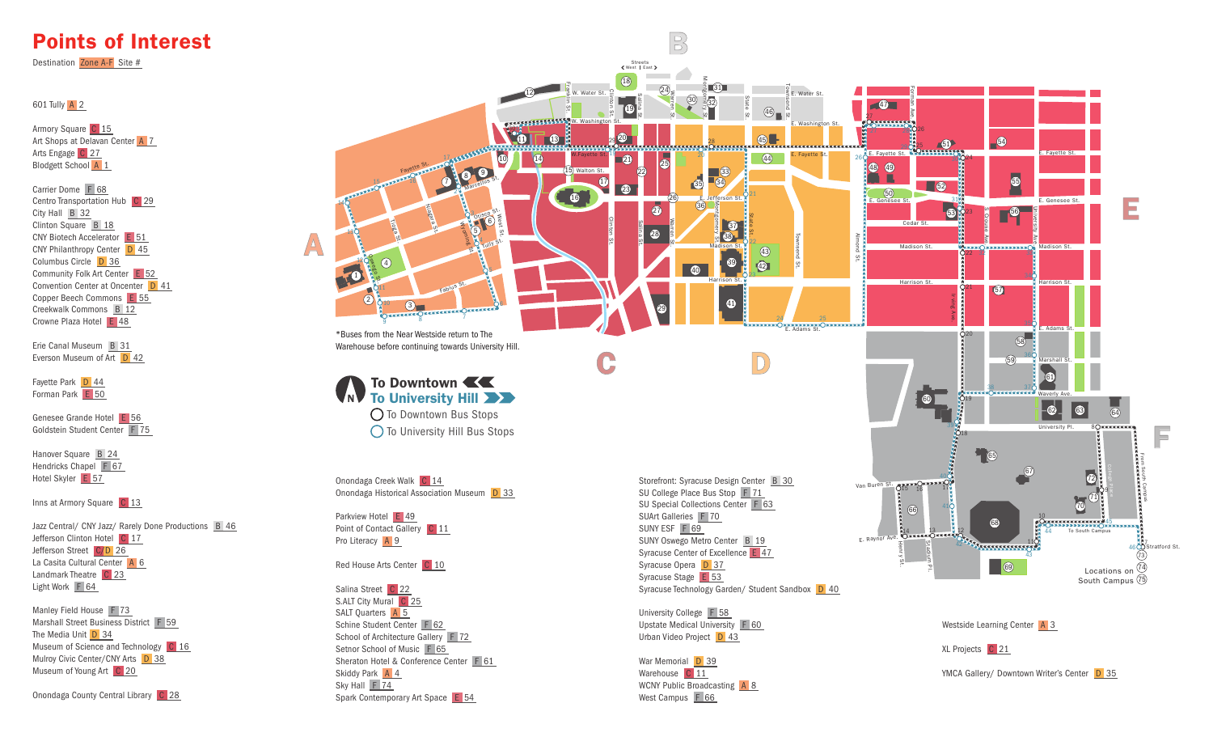# Points of Interest

Destination Zone A-F Site #

601 Tully A 2

Armory Square C 15
Art Shops at Delavan Center A 7
Arts Engage C 27
Blodgett School A 1

Carrier Dome F 68
Centro Transportation Hub C 29
City Hall B 32
Clinton Square B 18
CNY Biotech Accelerator E 51
CNY Philanthropy Center D 45
Columbus Circle D 36
Community Folk Art Center E 52
Convention Center at Oncenter D 41
Copper Beech Commons E 55
Creekwalk Commons B 12
Crowne Plaza Hotel E 48

Erie Canal Museum B 31
Everson Museum of Art D 42

Fayette Park D 44
Forman Park E 50

Genesee Grande Hotel E 56
Goldstein Student Center F 75

Hanover Square B 24
Hendricks Chapel F 67
Hotel Skyler E 57

Inns at Armory Square C 13

Jazz Central/ CNY Jazz/ Rarely Done Productions B 46
Jefferson Clinton Hotel C 17
Jefferson Street C/D 26
La Casita Cultural Center A 6
Landmark Theatre C 23
Light Work F 64

Manley Field House F 73
Marshall Street Business District F 59
The Media Unit D 34
Museum of Science and Technology C 16
Mulroy Civic Center/CNY Arts D 38
Museum of Young Art C 20

Onondaga County Central Library C 28

*Buses from the Near Westside return to The Warehouse before continuing towards University Hill.

**To Downtown**
**To University Hill**
To Downtown Bus Stops
To University Hill Bus Stops

Onondaga Creek Walk C 14
Onondaga Historical Association Museum D 33

Parkview Hotel E 49
Point of Contact Gallery C 11
Pro Literacy A 9

Red House Arts Center C 10

Salina Street C 22
S.ALT City Mural C 25
SALT Quarters A 5
Schine Student Center F 62
School of Architecture Gallery F 72
Setnor School of Music F 65
Sheraton Hotel & Conference Center F 61
Skiddy Park A 4
Sky Hall F 74
Spark Contemporary Art Space E 54

Storefront: Syracuse Design Center B 30
SU College Place Bus Stop F 71
SU Special Collections Center F 63
SUArt Galleries F 70
SUNY ESF F 69
SUNY Oswego Metro Center B 19
Syracuse Center of Excellence E 47
Syracuse Opera D 37
Syracuse Stage E 53
Syracuse Technology Garden/ Student Sandbox D 40

University College F 58
Upstate Medical University F 60
Urban Video Project D 43

War Memorial D 39
Warehouse C 11
WCNY Public Broadcasting A 8
West Campus F 66

Westside Learning Center A 3

XL Projects C 21

YMCA Gallery/ Downtown Writer's Center D 35

Locations on South Campus 74 75